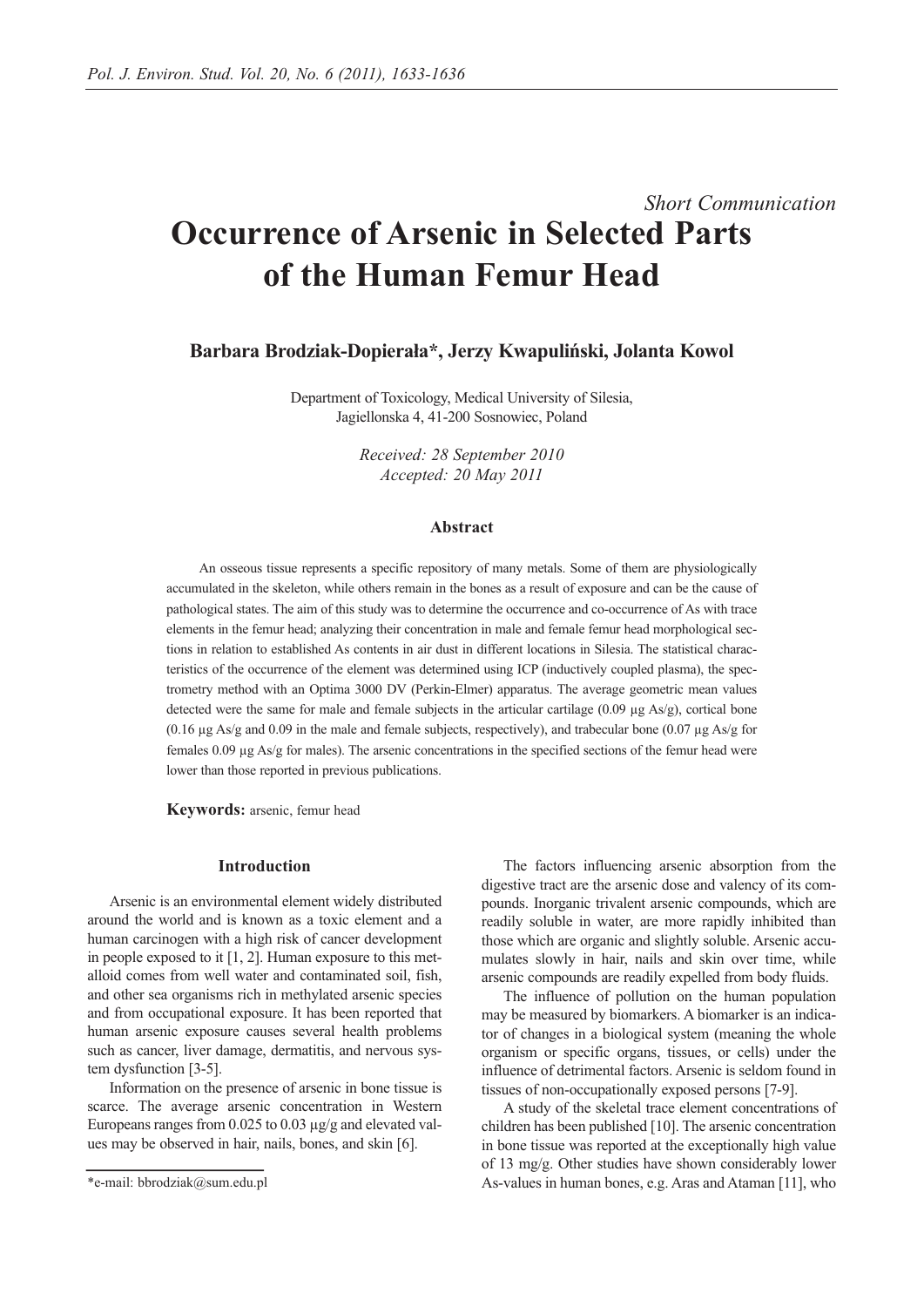*Short Communication*

# Occurrence of Arsenic in Selected Parts of the Human Femur Head

**Barbara Brodziak-Dopierała\*, Jerzy Kwapuliński, Jolanta Kowol**

Department of Toxicology, Medical University of Silesia, Jagiellonska 4, 41-200 Sosnowiec, Poland

*Received: 28 September 2010*
*Accepted: 20 May 2011*

### Abstract

An osseous tissue represents a specific repository of many metals. Some of them are physiologically accumulated in the skeleton, while others remain in the bones as a result of exposure and can be the cause of pathological states. The aim of this study was to determine the occurrence and co-occurrence of As with trace elements in the femur head; analyzing their concentration in male and female femur head morphological sections in relation to established As contents in air dust in different locations in Silesia. The statistical characteristics of the occurrence of the element was determined using ICP (inductively coupled plasma), the spectrometry method with an Optima 3000 DV (Perkin-Elmer) apparatus. The average geometric mean values detected were the same for male and female subjects in the articular cartilage (0.09 µg As/g), cortical bone (0.16 µg As/g and 0.09 in the male and female subjects, respectively), and trabecular bone (0.07 µg As/g for females 0.09 µg As/g for males). The arsenic concentrations in the specified sections of the femur head were lower than those reported in previous publications.

**Keywords:** arsenic, femur head

## Introduction

Arsenic is an environmental element widely distributed around the world and is known as a toxic element and a human carcinogen with a high risk of cancer development in people exposed to it [1, 2]. Human exposure to this metalloid comes from well water and contaminated soil, fish, and other sea organisms rich in methylated arsenic species and from occupational exposure. It has been reported that human arsenic exposure causes several health problems such as cancer, liver damage, dermatitis, and nervous system dysfunction [3-5].

Information on the presence of arsenic in bone tissue is scarce. The average arsenic concentration in Western Europeans ranges from 0.025 to 0.03 µg/g and elevated values may be observed in hair, nails, bones, and skin [6].

The factors influencing arsenic absorption from the digestive tract are the arsenic dose and valency of its compounds. Inorganic trivalent arsenic compounds, which are readily soluble in water, are more rapidly inhibited than those which are organic and slightly soluble. Arsenic accumulates slowly in hair, nails and skin over time, while arsenic compounds are readily expelled from body fluids.

The influence of pollution on the human population may be measured by biomarkers. A biomarker is an indicator of changes in a biological system (meaning the whole organism or specific organs, tissues, or cells) under the influence of detrimental factors. Arsenic is seldom found in tissues of non-occupationally exposed persons [7-9].

A study of the skeletal trace element concentrations of children has been published [10]. The arsenic concentration in bone tissue was reported at the exceptionally high value of 13 mg/g. Other studies have shown considerably lower As-values in human bones, e.g. Aras and Ataman [11], who

\*e-mail: bbrodziak@sum.edu.pl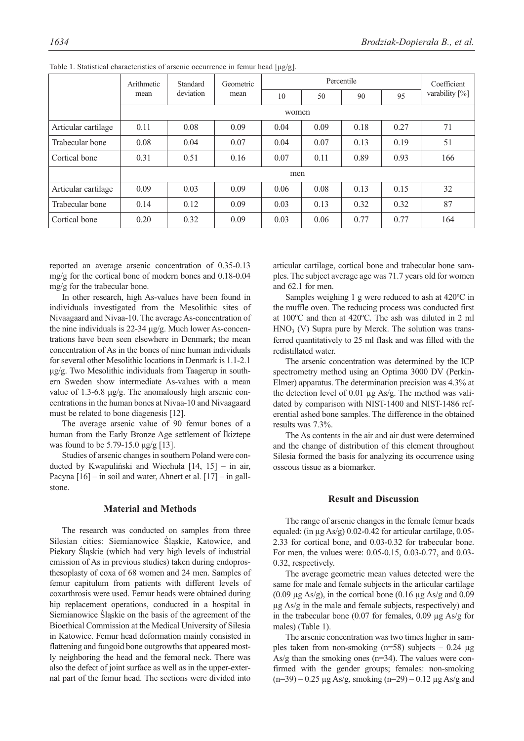Table 1. Statistical characteristics of arsenic occurrence in femur head [μg/g].

| | Arithmetic mean | Standard deviation | Geometric mean | Percentile | | | | Coefficient variability [%] |
|---|---|---|---|---|---|---|---|---|
| | | | | 10 | 50 | 90 | 95 | |
| | women | | | | | | | |
| Articular cartilage | 0.11 | 0.08 | 0.09 | 0.04 | 0.09 | 0.18 | 0.27 | 71 |
| Trabecular bone | 0.08 | 0.04 | 0.07 | 0.04 | 0.07 | 0.13 | 0.19 | 51 |
| Cortical bone | 0.31 | 0.51 | 0.16 | 0.07 | 0.11 | 0.89 | 0.93 | 166 |
| | men | | | | | | | |
| Articular cartilage | 0.09 | 0.03 | 0.09 | 0.06 | 0.08 | 0.13 | 0.15 | 32 |
| Trabecular bone | 0.14 | 0.12 | 0.09 | 0.03 | 0.13 | 0.32 | 0.32 | 87 |
| Cortical bone | 0.20 | 0.32 | 0.09 | 0.03 | 0.06 | 0.77 | 0.77 | 164 |

reported an average arsenic concentration of 0.35-0.13 mg/g for the cortical bone of modern bones and 0.18-0.04 mg/g for the trabecular bone.

In other research, high As-values have been found in individuals investigated from the Mesolithic sites of Nivaagaard and Nivaa-10. The average As-concentration of the nine individuals is 22-34 μg/g. Much lower As-concentrations have been seen elsewhere in Denmark; the mean concentration of As in the bones of nine human individuals for several other Mesolithic locations in Denmark is 1.1-2.1 μg/g. Two Mesolithic individuals from Taagerup in southern Sweden show intermediate As-values with a mean value of 1.3-6.8 μg/g. The anomalously high arsenic concentrations in the human bones at Nivaa-10 and Nivaagaard must be related to bone diagenesis [12].

The average arsenic value of 90 femur bones of a human from the Early Bronze Age settlement of İkiztepe was found to be 5.79-15.0 μg/g [13].

Studies of arsenic changes in southern Poland were conducted by Kwapuliński and Wiechuła [14, 15] – in air, Pacyna [16] – in soil and water, Ahnert et al. [17] – in gallstone.

## Material and Methods

The research was conducted on samples from three Silesian cities: Siemianowice Śląskie, Katowice, and Piekary Śląskie (which had very high levels of industrial emission of As in previous studies) taken during endoprosthesoplasty of coxa of 68 women and 24 men. Samples of femur capitulum from patients with different levels of coxarthrosis were used. Femur heads were obtained during hip replacement operations, conducted in a hospital in Siemianowice Śląskie on the basis of the agreement of the Bioethical Commission at the Medical University of Silesia in Katowice. Femur head deformation mainly consisted in flattening and fungoid bone outgrowths that appeared mostly neighboring the head and the femoral neck. There was also the defect of joint surface as well as in the upper-external part of the femur head. The sections were divided into articular cartilage, cortical bone and trabecular bone samples. The subject average age was 71.7 years old for women and 62.1 for men.

Samples weighing 1 g were reduced to ash at 420ºC in the muffle oven. The reducing process was conducted first at 100ºC and then at 420ºC. The ash was diluted in 2 ml $HNO_3$ (V) Supra pure by Merck. The solution was transferred quantitatively to 25 ml flask and was filled with the redistillated water.

The arsenic concentration was determined by the ICP spectrometry method using an Optima 3000 DV (Perkin-Elmer) apparatus. The determination precision was 4.3% at the detection level of 0.01 μg As/g. The method was validated by comparison with NIST-1400 and NIST-1486 referential ashed bone samples. The difference in the obtained results was 7.3%.

The As contents in the air and air dust were determined and the change of distribution of this element throughout Silesia formed the basis for analyzing its occurrence using osseous tissue as a biomarker.

## Result and Discussion

The range of arsenic changes in the female femur heads equaled: (in μg As/g) 0.02-0.42 for articular cartilage, 0.05-2.33 for cortical bone, and 0.03-0.32 for trabecular bone. For men, the values were: 0.05-0.15, 0.03-0.77, and 0.03-0.32, respectively.

The average geometric mean values detected were the same for male and female subjects in the articular cartilage (0.09 μg As/g), in the cortical bone (0.16 μg As/g and 0.09 μg As/g in the male and female subjects, respectively) and in the trabecular bone (0.07 for females, 0.09 μg As/g for males) (Table 1).

The arsenic concentration was two times higher in samples taken from non-smoking (n=58) subjects – 0.24 μg As/g than the smoking ones (n=34). The values were confirmed with the gender groups; females: non-smoking (n=39) – 0.25 μg As/g, smoking (n=29) – 0.12 μg As/g and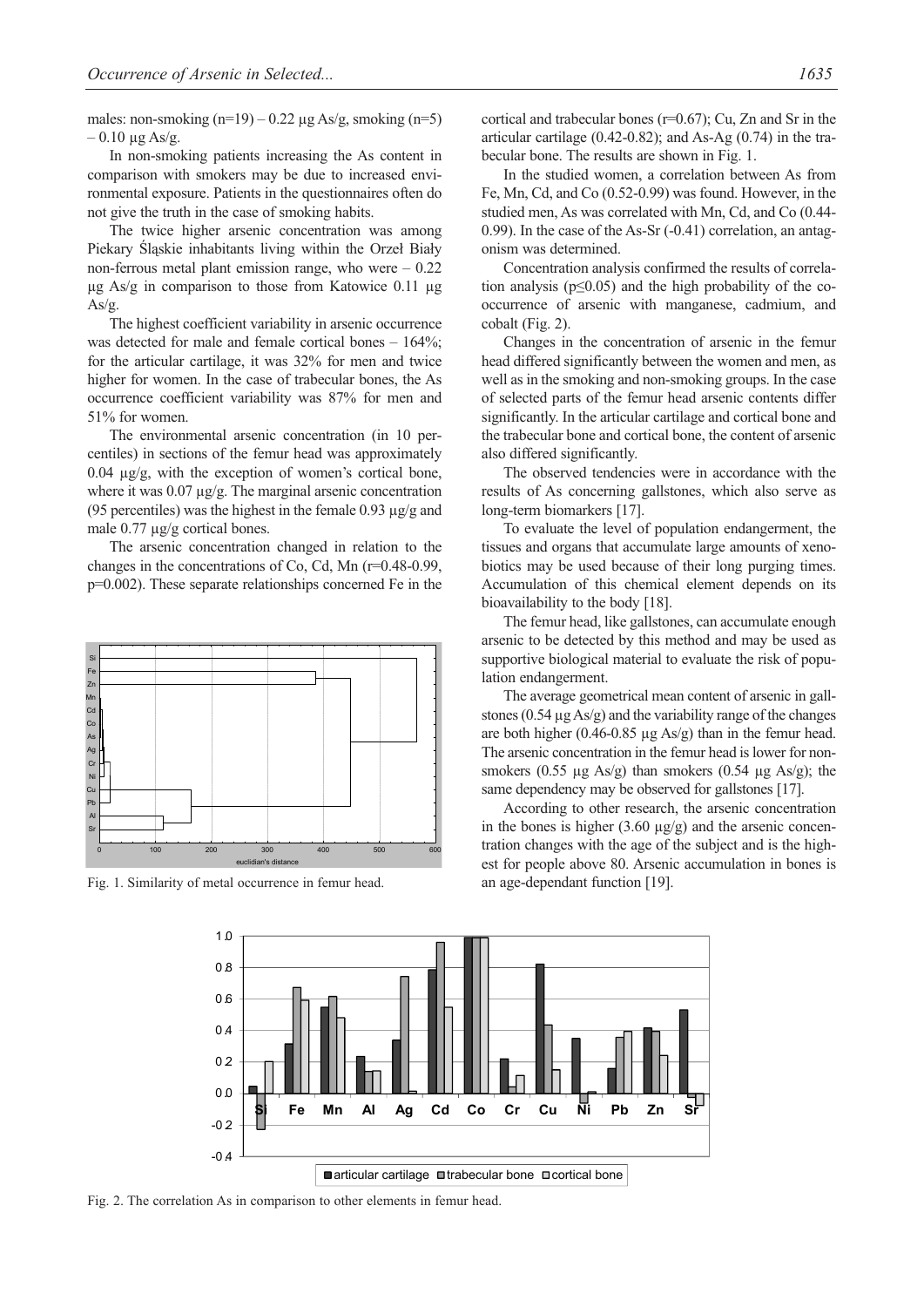males: non-smoking (n=19) – 0.22 μg As/g, smoking (n=5) – 0.10 μg As/g.

In non-smoking patients increasing the As content in comparison with smokers may be due to increased environmental exposure. Patients in the questionnaires often do not give the truth in the case of smoking habits.

The twice higher arsenic concentration was among Piekary Śląskie inhabitants living within the Orzeł Biały non-ferrous metal plant emission range, who were – 0.22 μg As/g in comparison to those from Katowice 0.11 μg As/g.

The highest coefficient variability in arsenic occurrence was detected for male and female cortical bones – 164%; for the articular cartilage, it was 32% for men and twice higher for women. In the case of trabecular bones, the As occurrence coefficient variability was 87% for men and 51% for women.

The environmental arsenic concentration (in 10 percentiles) in sections of the femur head was approximately 0.04 μg/g, with the exception of women's cortical bone, where it was 0.07 μg/g. The marginal arsenic concentration (95 percentiles) was the highest in the female 0.93 μg/g and male 0.77 μg/g cortical bones.

The arsenic concentration changed in relation to the changes in the concentrations of Co, Cd, Mn (r=0.48-0.99, p=0.002). These separate relationships concerned Fe in the cortical and trabecular bones (r=0.67); Cu, Zn and Sr in the articular cartilage (0.42-0.82); and As-Ag (0.74) in the trabecular bone. The results are shown in Fig. 1.

Fig. 1. Similarity of metal occurrence in femur head.

In the studied women, a correlation between As from Fe, Mn, Cd, and Co (0.52-0.99) was found. However, in the studied men, As was correlated with Mn, Cd, and Co (0.44-0.99). In the case of the As-Sr (-0.41) correlation, an antagonism was determined.

Concentration analysis confirmed the results of correlation analysis (p≤0.05) and the high probability of the co-occurrence of arsenic with manganese, cadmium, and cobalt (Fig. 2).

Changes in the concentration of arsenic in the femur head differed significantly between the women and men, as well as in the smoking and non-smoking groups. In the case of selected parts of the femur head arsenic contents differ significantly. In the articular cartilage and cortical bone and the trabecular bone and cortical bone, the content of arsenic also differed significantly.

The observed tendencies were in accordance with the results of As concerning gallstones, which also serve as long-term biomarkers [17].

To evaluate the level of population endangerment, the tissues and organs that accumulate large amounts of xenobiotics may be used because of their long purging times. Accumulation of this chemical element depends on its bioavailability to the body [18].

The femur head, like gallstones, can accumulate enough arsenic to be detected by this method and may be used as supportive biological material to evaluate the risk of population endangerment.

The average geometrical mean content of arsenic in gallstones (0.54 μg As/g) and the variability range of the changes are both higher (0.46-0.85 μg As/g) than in the femur head. The arsenic concentration in the femur head is lower for non-smokers (0.55 μg As/g) than smokers (0.54 μg As/g); the same dependency may be observed for gallstones [17].

According to other research, the arsenic concentration in the bones is higher (3.60 μg/g) and the arsenic concentration changes with the age of the subject and is the highest for people above 80. Arsenic accumulation in bones is an age-dependant function [19].

Fig. 2. The correlation As in comparison to other elements in femur head.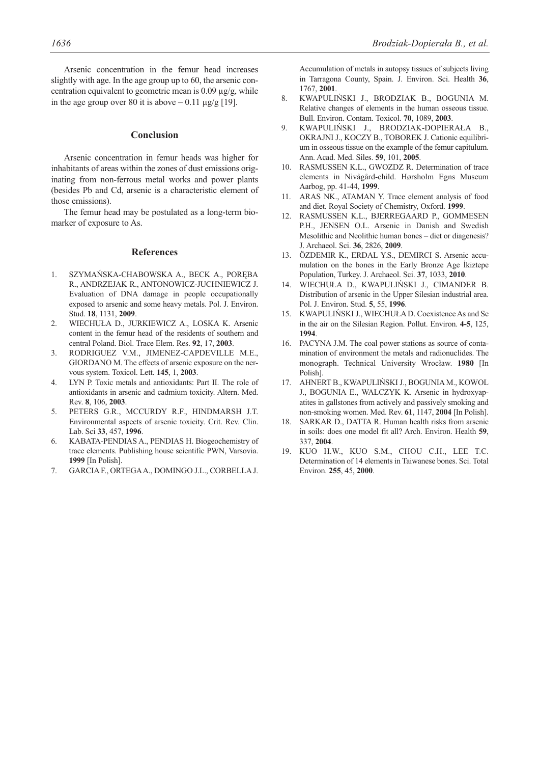Arsenic concentration in the femur head increases slightly with age. In the age group up to 60, the arsenic concentration equivalent to geometric mean is 0.09 μg/g, while in the age group over 80 it is above – 0.11 μg/g [19].

## Conclusion

Arsenic concentration in femur heads was higher for inhabitants of areas within the zones of dust emissions originating from non-ferrous metal works and power plants (besides Pb and Cd, arsenic is a characteristic element of those emissions).

The femur head may be postulated as a long-term biomarker of exposure to As.

## References

1. SZYMAŃSKA-CHABOWSKA A., BECK A., PORĘBA R., ANDRZEJAK R., ANTONOWICZ-JUCHNIEWICZ J. Evaluation of DNA damage in people occupationally exposed to arsenic and some heavy metals. Pol. J. Environ. Stud. **18**, 1131, **2009**.
2. WIECHUŁA D., JURKIEWICZ A., LOSKA K. Arsenic content in the femur head of the residents of southern and central Poland. Biol. Trace Elem. Res. **92**, 17, **2003**.
3. RODRIGUEZ V.M., JIMENEZ-CAPDEVILLE M.E., GIORDANO M. The effects of arsenic exposure on the nervous system. Toxicol. Lett. **145**, 1, **2003**.
4. LYN P. Toxic metals and antioxidants: Part II. The role of antioxidants in arsenic and cadmium toxicity. Altern. Med. Rev. **8**, 106, **2003**.
5. PETERS G.R., MCCURDY R.F., HINDMARSH J.T. Environmental aspects of arsenic toxicity. Crit. Rev. Clin. Lab. Sci **33**, 457, **1996**.
6. KABATA-PENDIAS A., PENDIAS H. Biogeochemistry of trace elements. Publishing house scientific PWN, Varsovia. **1999** [In Polish].
7. GARCIA F., ORTEGA A., DOMINGO J.L., CORBELLA J. Accumulation of metals in autopsy tissues of subjects living in Tarragona County, Spain. J. Environ. Sci. Health **36**, 1767, **2001**.
8. KWAPULIŃSKI J., BRODZIAK B., BOGUNIA M. Relative changes of elements in the human osseous tissue. Bull. Environ. Contam. Toxicol. **70**, 1089, **2003**.
9. KWAPULIŃSKI J., BRODZIAK-DOPIERAŁA B., OKRAJNI J., KOCZY B., TOBOREK J. Cationic equilibrium in osseous tissue on the example of the femur capitulum. Ann. Acad. Med. Siles. **59**, 101, **2005**.
10. RASMUSSEN K.L., GWOZDZ R. Determination of trace elements in Nivågård-child. Hørsholm Egns Museum Aarbog, pp. 41-44, **1999**.
11. ARAS NK., ATAMAN Y. Trace element analysis of food and diet. Royal Society of Chemistry, Oxford. **1999**.
12. RASMUSSEN K.L., BJERREGAARD P., GOMMESEN P.H., JENSEN O.L. Arsenic in Danish and Swedish Mesolithic and Neolithic human bones – diet or diagenesis? J. Archaeol. Sci. **36**, 2826, **2009**.
13. ÖZDEMIR K., ERDAL Y.S., DEMIRCI S. Arsenic accumulation on the bones in the Early Bronze Age İkiztepe Population, Turkey. J. Archaeol. Sci. **37**, 1033, **2010**.
14. WIECHUŁA D., KWAPULIŃSKI J., CIMANDER B. Distribution of arsenic in the Upper Silesian industrial area. Pol. J. Environ. Stud. **5**, 55, **1996**.
15. KWAPULIŃSKI J., WIECHUŁA D. Coexistence As and Se in the air on the Silesian Region. Pollut. Environ. **4-5**, 125, **1994**.
16. PACYNA J.M. The coal power stations as source of contamination of environment the metals and radionuclides. The monograph. Technical University Wrocław. **1980** [In Polish].
17. AHNERT B., KWAPULIŃSKI J., BOGUNIA M., KOWOL J., BOGUNIA E., WALCZYK K. Arsenic in hydroxyapatites in gallstones from actively and passively smoking and non-smoking women. Med. Rev. **61**, 1147, **2004** [In Polish].
18. SARKAR D., DATTA R. Human health risks from arsenic in soils: does one model fit all? Arch. Environ. Health **59**, 337, **2004**.
19. KUO H.W., KUO S.M., CHOU C.H., LEE T.C. Determination of 14 elements in Taiwanese bones. Sci. Total Environ. **255**, 45, **2000**.